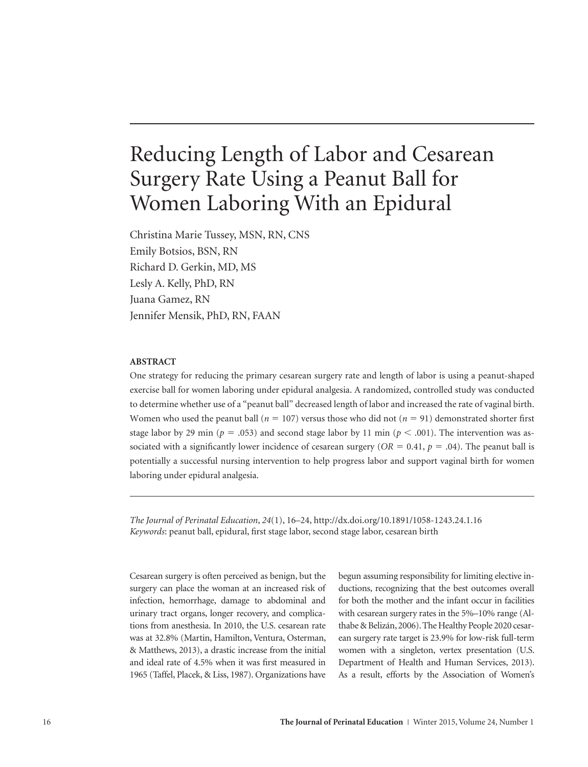# Reducing Length of Labor and Cesarean Surgery Rate Using a Peanut Ball for Women Laboring With an Epidural

Christina Marie Tussey, MSN, RN, CNS
Emily Botsios, BSN, RN
Richard D. Gerkin, MD, MS
Lesly A. Kelly, PhD, RN
Juana Gamez, RN
Jennifer Mensik, PhD, RN, FAAN

## ABSTRACT

One strategy for reducing the primary cesarean surgery rate and length of labor is using a peanut-shaped exercise ball for women laboring under epidural analgesia. A randomized, controlled study was conducted to determine whether use of a "peanut ball" decreased length of labor and increased the rate of vaginal birth. Women who used the peanut ball ($n = 107$) versus those who did not ($n = 91$) demonstrated shorter first stage labor by 29 min ($p = .053$) and second stage labor by 11 min ($p < .001$). The intervention was associated with a significantly lower incidence of cesarean surgery ($OR = 0.41$, $p = .04$). The peanut ball is potentially a successful nursing intervention to help progress labor and support vaginal birth for women laboring under epidural analgesia.

*The Journal of Perinatal Education*, *24*(1), 16–24, http://dx.doi.org/10.1891/1058-1243.24.1.16
*Keywords*: peanut ball, epidural, first stage labor, second stage labor, cesarean birth

Cesarean surgery is often perceived as benign, but the surgery can place the woman at an increased risk of infection, hemorrhage, damage to abdominal and urinary tract organs, longer recovery, and complications from anesthesia. In 2010, the U.S. cesarean rate was at 32.8% (Martin, Hamilton, Ventura, Osterman, & Matthews, 2013), a drastic increase from the initial and ideal rate of 4.5% when it was first measured in 1965 (Taffel, Placek, & Liss, 1987). Organizations have begun assuming responsibility for limiting elective inductions, recognizing that the best outcomes overall for both the mother and the infant occur in facilities with cesarean surgery rates in the 5%–10% range (Althabe & Belizán, 2006). The Healthy People 2020 cesarean surgery rate target is 23.9% for low-risk full-term women with a singleton, vertex presentation (U.S. Department of Health and Human Services, 2013). As a result, efforts by the Association of Women's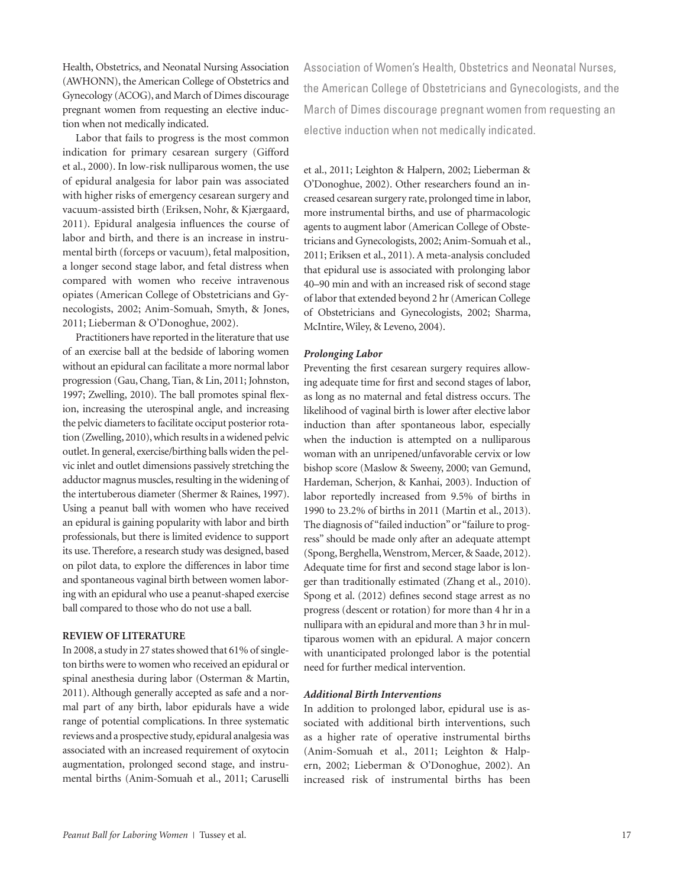Health, Obstetrics, and Neonatal Nursing Association (AWHONN), the American College of Obstetrics and Gynecology (ACOG), and March of Dimes discourage pregnant women from requesting an elective induction when not medically indicated.

Labor that fails to progress is the most common indication for primary cesarean surgery (Gifford et al., 2000). In low-risk nulliparous women, the use of epidural analgesia for labor pain was associated with higher risks of emergency cesarean surgery and vacuum-assisted birth (Eriksen, Nohr, & Kjærgaard, 2011). Epidural analgesia influences the course of labor and birth, and there is an increase in instrumental birth (forceps or vacuum), fetal malposition, a longer second stage labor, and fetal distress when compared with women who receive intravenous opiates (American College of Obstetricians and Gynecologists, 2002; Anim-Somuah, Smyth, & Jones, 2011; Lieberman & O'Donoghue, 2002).

Practitioners have reported in the literature that use of an exercise ball at the bedside of laboring women without an epidural can facilitate a more normal labor progression (Gau, Chang, Tian, & Lin, 2011; Johnston, 1997; Zwelling, 2010). The ball promotes spinal flexion, increasing the uterospinal angle, and increasing the pelvic diameters to facilitate occiput posterior rotation (Zwelling, 2010), which results in a widened pelvic outlet. In general, exercise/birthing balls widen the pelvic inlet and outlet dimensions passively stretching the adductor magnus muscles, resulting in the widening of the intertuberous diameter (Shermer & Raines, 1997). Using a peanut ball with women who have received an epidural is gaining popularity with labor and birth professionals, but there is limited evidence to support its use. Therefore, a research study was designed, based on pilot data, to explore the differences in labor time and spontaneous vaginal birth between women laboring with an epidural who use a peanut-shaped exercise ball compared to those who do not use a ball.

## REVIEW OF LITERATURE

In 2008, a study in 27 states showed that 61% of singleton births were to women who received an epidural or spinal anesthesia during labor (Osterman & Martin, 2011). Although generally accepted as safe and a normal part of any birth, labor epidurals have a wide range of potential complications. In three systematic reviews and a prospective study, epidural analgesia was associated with an increased requirement of oxytocin augmentation, prolonged second stage, and instrumental births (Anim-Somuah et al., 2011; Caruselli et al., 2011; Leighton & Halpern, 2002; Lieberman & O'Donoghue, 2002). Other researchers found an increased cesarean surgery rate, prolonged time in labor, more instrumental births, and use of pharmacologic agents to augment labor (American College of Obstetricians and Gynecologists, 2002; Anim-Somuah et al., 2011; Eriksen et al., 2011). A meta-analysis concluded that epidural use is associated with prolonging labor 40–90 min and with an increased risk of second stage of labor that extended beyond 2 hr (American College of Obstetricians and Gynecologists, 2002; Sharma, McIntire, Wiley, & Leveno, 2004).

> Association of Women's Health, Obstetrics and Neonatal Nurses, the American College of Obstetricians and Gynecologists, and the March of Dimes discourage pregnant women from requesting an elective induction when not medically indicated.

### *Prolonging Labor*

Preventing the first cesarean surgery requires allowing adequate time for first and second stages of labor, as long as no maternal and fetal distress occurs. The likelihood of vaginal birth is lower after elective labor induction than after spontaneous labor, especially when the induction is attempted on a nulliparous woman with an unripened/unfavorable cervix or low bishop score (Maslow & Sweeny, 2000; van Gemund, Hardeman, Scherjon, & Kanhai, 2003). Induction of labor reportedly increased from 9.5% of births in 1990 to 23.2% of births in 2011 (Martin et al., 2013). The diagnosis of "failed induction" or "failure to progress" should be made only after an adequate attempt (Spong, Berghella, Wenstrom, Mercer, & Saade, 2012). Adequate time for first and second stage labor is longer than traditionally estimated (Zhang et al., 2010). Spong et al. (2012) defines second stage arrest as no progress (descent or rotation) for more than 4 hr in a nullipara with an epidural and more than 3 hr in multiparous women with an epidural. A major concern with unanticipated prolonged labor is the potential need for further medical intervention.

### *Additional Birth Interventions*

In addition to prolonged labor, epidural use is associated with additional birth interventions, such as a higher rate of operative instrumental births (Anim-Somuah et al., 2011; Leighton & Halpern, 2002; Lieberman & O'Donoghue, 2002). An increased risk of instrumental births has been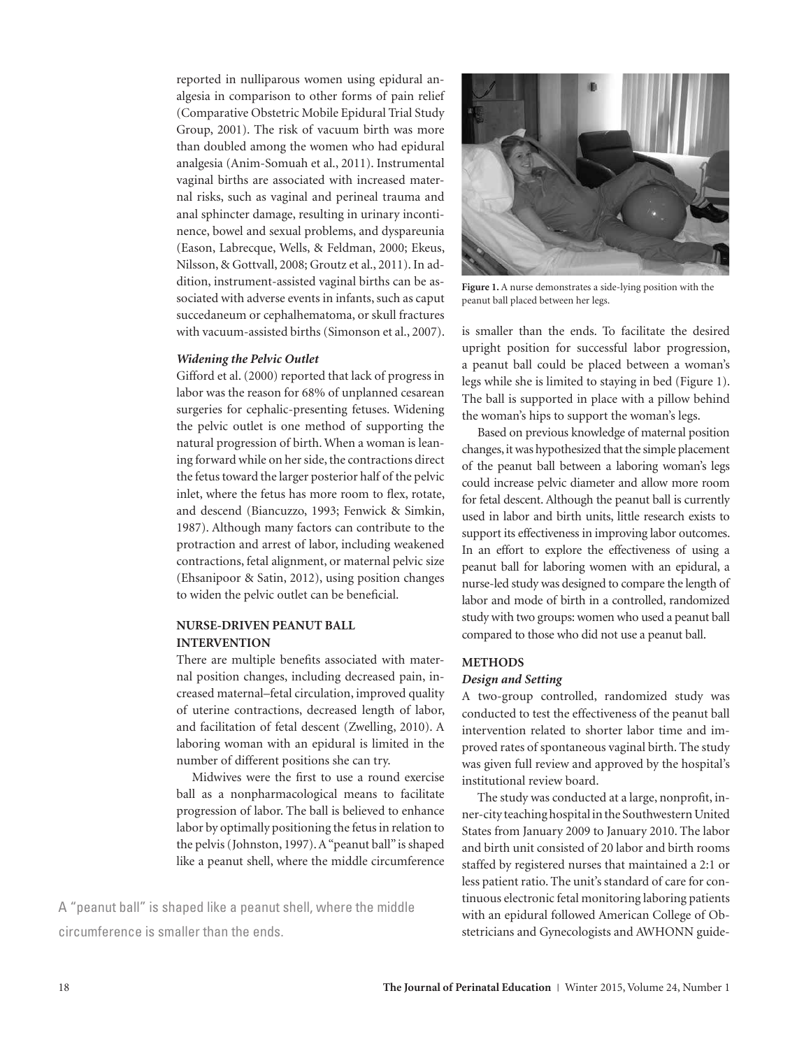reported in nulliparous women using epidural analgesia in comparison to other forms of pain relief (Comparative Obstetric Mobile Epidural Trial Study Group, 2001). The risk of vacuum birth was more than doubled among the women who had epidural analgesia (Anim-Somuah et al., 2011). Instrumental vaginal births are associated with increased maternal risks, such as vaginal and perineal trauma and anal sphincter damage, resulting in urinary incontinence, bowel and sexual problems, and dyspareunia (Eason, Labrecque, Wells, & Feldman, 2000; Ekeus, Nilsson, & Gottvall, 2008; Groutz et al., 2011). In addition, instrument-assisted vaginal births can be associated with adverse events in infants, such as caput succedaneum or cephalhematoma, or skull fractures with vacuum-assisted births (Simonson et al., 2007).

### *Widening the Pelvic Outlet*

Gifford et al. (2000) reported that lack of progress in labor was the reason for 68% of unplanned cesarean surgeries for cephalic-presenting fetuses. Widening the pelvic outlet is one method of supporting the natural progression of birth. When a woman is leaning forward while on her side, the contractions direct the fetus toward the larger posterior half of the pelvic inlet, where the fetus has more room to flex, rotate, and descend (Biancuzzo, 1993; Fenwick & Simkin, 1987). Although many factors can contribute to the protraction and arrest of labor, including weakened contractions, fetal alignment, or maternal pelvic size (Ehsanipoor & Satin, 2012), using position changes to widen the pelvic outlet can be beneficial.

## NURSE-DRIVEN PEANUT BALL INTERVENTION

There are multiple benefits associated with maternal position changes, including decreased pain, increased maternal–fetal circulation, improved quality of uterine contractions, decreased length of labor, and facilitation of fetal descent (Zwelling, 2010). A laboring woman with an epidural is limited in the number of different positions she can try.

Midwives were the first to use a round exercise ball as a nonpharmacological means to facilitate progression of labor. The ball is believed to enhance labor by optimally positioning the fetus in relation to the pelvis (Johnston, 1997). A "peanut ball" is shaped like a peanut shell, where the middle circumference is smaller than the ends. To facilitate the desired upright position for successful labor progression, a peanut ball could be placed between a woman's legs while she is limited to staying in bed (Figure 1). The ball is supported in place with a pillow behind the woman's hips to support the woman's legs.

> A "peanut ball" is shaped like a peanut shell, where the middle circumference is smaller than the ends.

**Figure 1.** A nurse demonstrates a side-lying position with the peanut ball placed between her legs.

Based on previous knowledge of maternal position changes, it was hypothesized that the simple placement of the peanut ball between a laboring woman's legs could increase pelvic diameter and allow more room for fetal descent. Although the peanut ball is currently used in labor and birth units, little research exists to support its effectiveness in improving labor outcomes. In an effort to explore the effectiveness of using a peanut ball for laboring women with an epidural, a nurse-led study was designed to compare the length of labor and mode of birth in a controlled, randomized study with two groups: women who used a peanut ball compared to those who did not use a peanut ball.

## METHODS

### *Design and Setting*

A two-group controlled, randomized study was conducted to test the effectiveness of the peanut ball intervention related to shorter labor time and improved rates of spontaneous vaginal birth. The study was given full review and approved by the hospital's institutional review board.

The study was conducted at a large, nonprofit, inner-city teaching hospital in the Southwestern United States from January 2009 to January 2010. The labor and birth unit consisted of 20 labor and birth rooms staffed by registered nurses that maintained a 2:1 or less patient ratio. The unit's standard of care for continuous electronic fetal monitoring laboring patients with an epidural followed American College of Obstetricians and Gynecologists and AWHONN guide-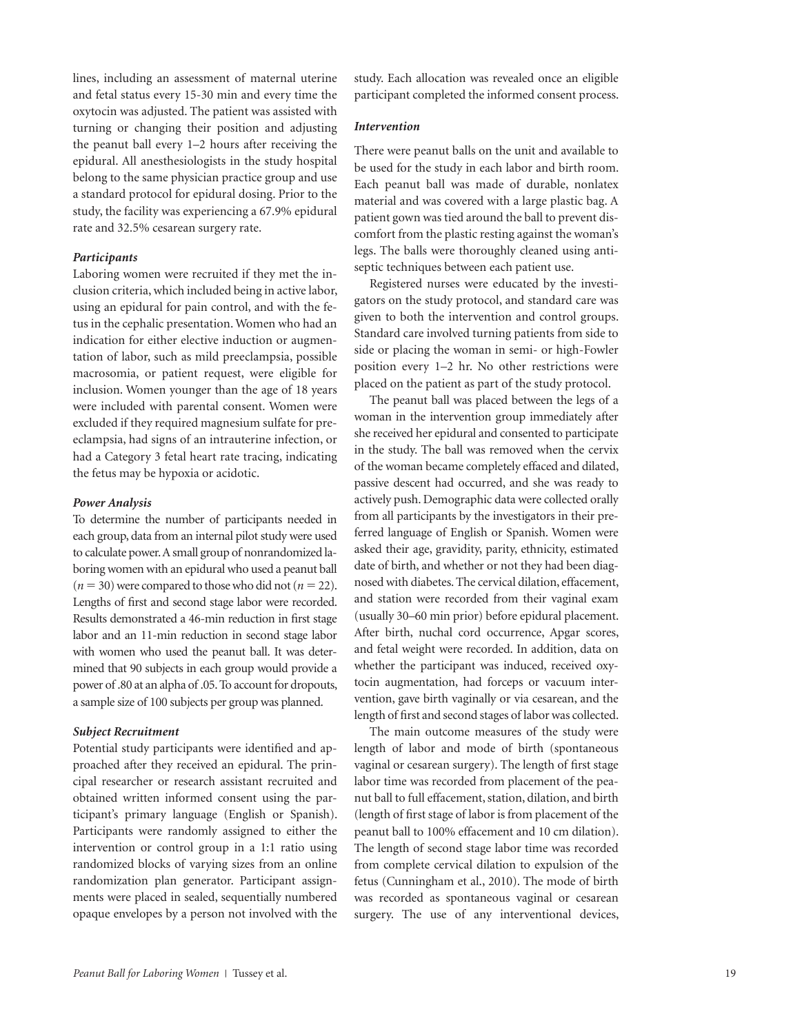lines, including an assessment of maternal uterine and fetal status every 15-30 min and every time the oxytocin was adjusted. The patient was assisted with turning or changing their position and adjusting the peanut ball every 1–2 hours after receiving the epidural. All anesthesiologists in the study hospital belong to the same physician practice group and use a standard protocol for epidural dosing. Prior to the study, the facility was experiencing a 67.9% epidural rate and 32.5% cesarean surgery rate.

### *Participants*

Laboring women were recruited if they met the inclusion criteria, which included being in active labor, using an epidural for pain control, and with the fetus in the cephalic presentation. Women who had an indication for either elective induction or augmentation of labor, such as mild preeclampsia, possible macrosomia, or patient request, were eligible for inclusion. Women younger than the age of 18 years were included with parental consent. Women were excluded if they required magnesium sulfate for preeclampsia, had signs of an intrauterine infection, or had a Category 3 fetal heart rate tracing, indicating the fetus may be hypoxia or acidotic.

### *Power Analysis*

To determine the number of participants needed in each group, data from an internal pilot study were used to calculate power. A small group of nonrandomized laboring women with an epidural who used a peanut ball ($n = 30$) were compared to those who did not ($n = 22$). Lengths of first and second stage labor were recorded. Results demonstrated a 46-min reduction in first stage labor and an 11-min reduction in second stage labor with women who used the peanut ball. It was determined that 90 subjects in each group would provide a power of .80 at an alpha of .05. To account for dropouts, a sample size of 100 subjects per group was planned.

### *Subject Recruitment*

Potential study participants were identified and approached after they received an epidural. The principal researcher or research assistant recruited and obtained written informed consent using the participant's primary language (English or Spanish). Participants were randomly assigned to either the intervention or control group in a 1:1 ratio using randomized blocks of varying sizes from an online randomization plan generator. Participant assignments were placed in sealed, sequentially numbered opaque envelopes by a person not involved with the study. Each allocation was revealed once an eligible participant completed the informed consent process.

### *Intervention*

There were peanut balls on the unit and available to be used for the study in each labor and birth room. Each peanut ball was made of durable, nonlatex material and was covered with a large plastic bag. A patient gown was tied around the ball to prevent discomfort from the plastic resting against the woman's legs. The balls were thoroughly cleaned using antiseptic techniques between each patient use.

Registered nurses were educated by the investigators on the study protocol, and standard care was given to both the intervention and control groups. Standard care involved turning patients from side to side or placing the woman in semi- or high-Fowler position every 1–2 hr. No other restrictions were placed on the patient as part of the study protocol.

The peanut ball was placed between the legs of a woman in the intervention group immediately after she received her epidural and consented to participate in the study. The ball was removed when the cervix of the woman became completely effaced and dilated, passive descent had occurred, and she was ready to actively push. Demographic data were collected orally from all participants by the investigators in their preferred language of English or Spanish. Women were asked their age, gravidity, parity, ethnicity, estimated date of birth, and whether or not they had been diagnosed with diabetes. The cervical dilation, effacement, and station were recorded from their vaginal exam (usually 30–60 min prior) before epidural placement. After birth, nuchal cord occurrence, Apgar scores, and fetal weight were recorded. In addition, data on whether the participant was induced, received oxytocin augmentation, had forceps or vacuum intervention, gave birth vaginally or via cesarean, and the length of first and second stages of labor was collected.

The main outcome measures of the study were length of labor and mode of birth (spontaneous vaginal or cesarean surgery). The length of first stage labor time was recorded from placement of the peanut ball to full effacement, station, dilation, and birth (length of first stage of labor is from placement of the peanut ball to 100% effacement and 10 cm dilation). The length of second stage labor time was recorded from complete cervical dilation to expulsion of the fetus (Cunningham et al., 2010). The mode of birth was recorded as spontaneous vaginal or cesarean surgery. The use of any interventional devices,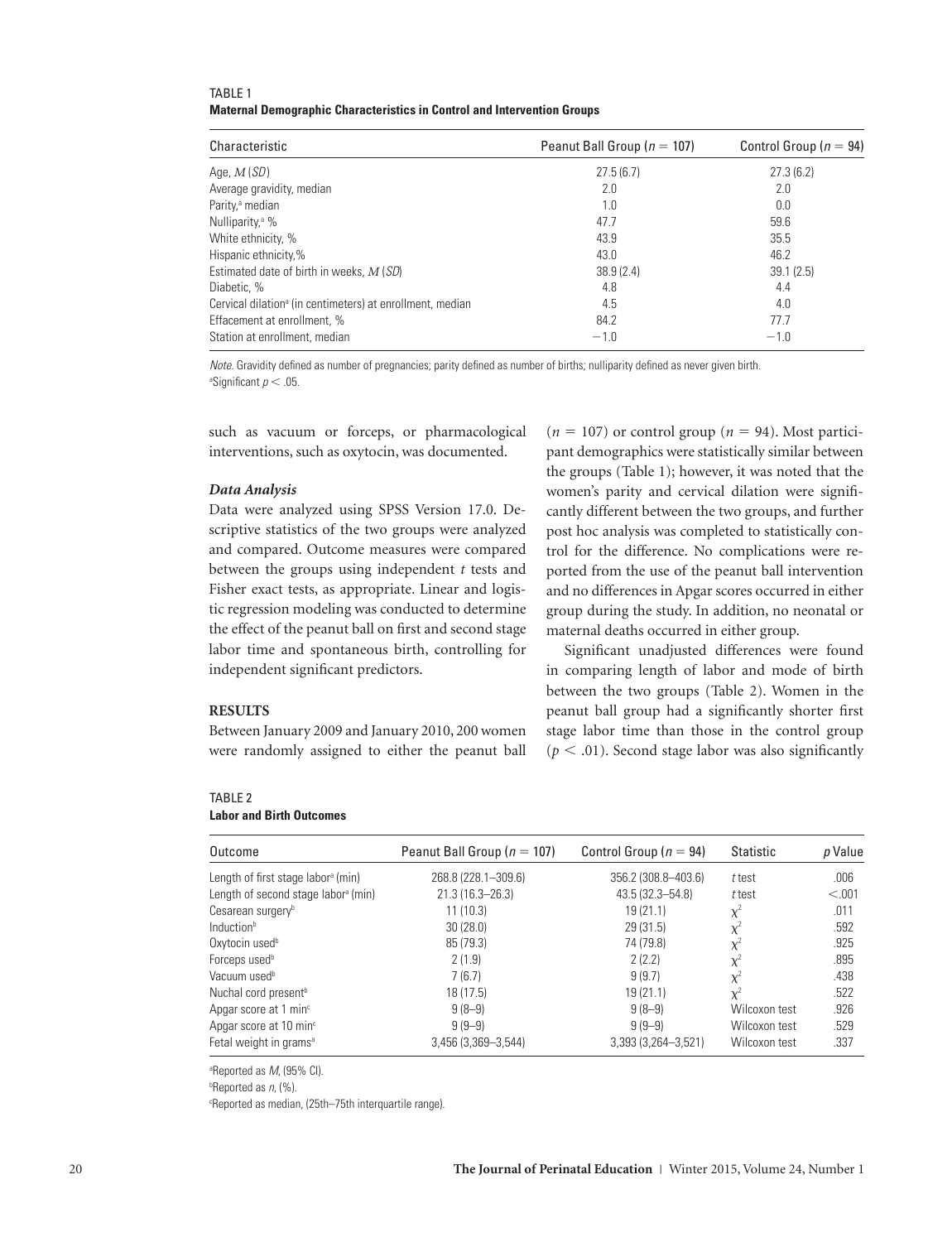TABLE 1
**Maternal Demographic Characteristics in Control and Intervention Groups**

| Characteristic | Peanut Ball Group ($n$ = 107) | Control Group ($n$ = 94) |
|---|---|---|
| Age, $M$ ($SD$) | 27.5 (6.7) | 27.3 (6.2) |
| Average gravidity, median | 2.0 | 2.0 |
| Parity,[a] median | 1.0 | 0.0 |
| Nulliparity,[a] % | 47.7 | 59.6 |
| White ethnicity, % | 43.9 | 35.5 |
| Hispanic ethnicity,% | 43.0 | 46.2 |
| Estimated date of birth in weeks, $M$ ($SD$) | 38.9 (2.4) | 39.1 (2.5) |
| Diabetic, % | 4.8 | 4.4 |
| Cervical dilation[a] (in centimeters) at enrollment, median | 4.5 | 4.0 |
| Effacement at enrollment, % | 84.2 | 77.7 |
| Station at enrollment, median | −1.0 | −1.0 |

*Note.* Gravidity defined as number of pregnancies; parity defined as number of births; nulliparity defined as never given birth.
[a]Significant $p < .05$.

such as vacuum or forceps, or pharmacological interventions, such as oxytocin, was documented.

### *Data Analysis*

Data were analyzed using SPSS Version 17.0. Descriptive statistics of the two groups were analyzed and compared. Outcome measures were compared between the groups using independent $t$ tests and Fisher exact tests, as appropriate. Linear and logistic regression modeling was conducted to determine the effect of the peanut ball on first and second stage labor time and spontaneous birth, controlling for independent significant predictors.

## RESULTS

Between January 2009 and January 2010, 200 women were randomly assigned to either the peanut ball ($n$ = 107) or control group ($n$ = 94). Most participant demographics were statistically similar between the groups (Table 1); however, it was noted that the women's parity and cervical dilation were significantly different between the two groups, and further post hoc analysis was completed to statistically control for the difference. No complications were reported from the use of the peanut ball intervention and no differences in Apgar scores occurred in either group during the study. In addition, no neonatal or maternal deaths occurred in either group.

Significant unadjusted differences were found in comparing length of labor and mode of birth between the two groups (Table 2). Women in the peanut ball group had a significantly shorter first stage labor time than those in the control group ($p < .01$). Second stage labor was also significantly

TABLE 2
**Labor and Birth Outcomes**

| Outcome | Peanut Ball Group ($n$ = 107) | Control Group ($n$ = 94) | Statistic | $p$ Value |
|---|---|---|---|---|
| Length of first stage labor[a] (min) | 268.8 (228.1–309.6) | 356.2 (308.8–403.6) | $t$ test | .006 |
| Length of second stage labor[a] (min) | 21.3 (16.3–26.3) | 43.5 (32.3–54.8) | $t$ test | <.001 |
| Cesarean surgery[b] | 11 (10.3) | 19 (21.1) | $\chi^2$ | .011 |
| Induction[b] | 30 (28.0) | 29 (31.5) | $\chi^2$ | .592 |
| Oxytocin used[b] | 85 (79.3) | 74 (79.8) | $\chi^2$ | .925 |
| Forceps used[b] | 2 (1.9) | 2 (2.2) | $\chi^2$ | .895 |
| Vacuum used[b] | 7 (6.7) | 9 (9.7) | $\chi^2$ | .438 |
| Nuchal cord present[b] | 18 (17.5) | 19 (21.1) | $\chi^2$ | .522 |
| Apgar score at 1 min[c] | 9 (8–9) | 9 (8–9) | Wilcoxon test | .926 |
| Apgar score at 10 min[c] | 9 (9–9) | 9 (9–9) | Wilcoxon test | .529 |
| Fetal weight in grams[a] | 3,456 (3,369–3,544) | 3,393 (3,264–3,521) | Wilcoxon test | .337 |

[a]Reported as $M$, (95% CI).
[b]Reported as $n$, (%).
[c]Reported as median, (25th–75th interquartile range).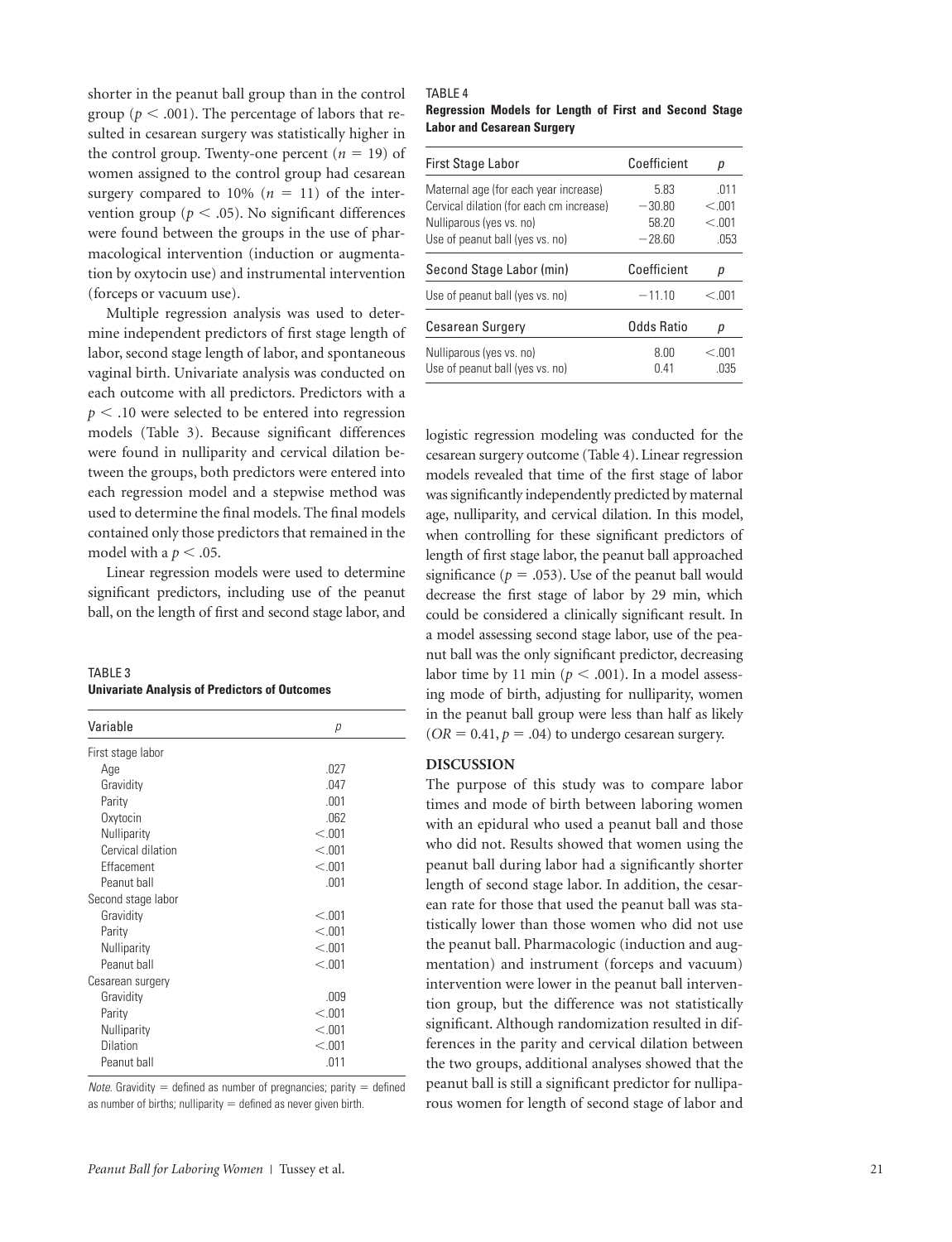shorter in the peanut ball group than in the control group ($p < .001$). The percentage of labors that resulted in cesarean surgery was statistically higher in the control group. Twenty-one percent ($n = 19$) of women assigned to the control group had cesarean surgery compared to 10% ($n = 11$) of the intervention group ($p < .05$). No significant differences were found between the groups in the use of pharmacological intervention (induction or augmentation by oxytocin use) and instrumental intervention (forceps or vacuum use).

Multiple regression analysis was used to determine independent predictors of first stage length of labor, second stage length of labor, and spontaneous vaginal birth. Univariate analysis was conducted on each outcome with all predictors. Predictors with a $p < .10$ were selected to be entered into regression models (Table 3). Because significant differences were found in nulliparity and cervical dilation between the groups, both predictors were entered into each regression model and a stepwise method was used to determine the final models. The final models contained only those predictors that remained in the model with a $p < .05$.

Linear regression models were used to determine significant predictors, including use of the peanut ball, on the length of first and second stage labor, and logistic regression modeling was conducted for the cesarean surgery outcome (Table 4). Linear regression models revealed that time of the first stage of labor was significantly independently predicted by maternal age, nulliparity, and cervical dilation. In this model, when controlling for these significant predictors of length of first stage labor, the peanut ball approached significance ($p = .053$). Use of the peanut ball would decrease the first stage of labor by 29 min, which could be considered a clinically significant result. In a model assessing second stage labor, use of the peanut ball was the only significant predictor, decreasing labor time by 11 min ($p < .001$). In a model assessing mode of birth, adjusting for nulliparity, women in the peanut ball group were less than half as likely ($OR = 0.41, p = .04$) to undergo cesarean surgery.

TABLE 3
**Univariate Analysis of Predictors of Outcomes**

| Variable | *p* |
|---|---|
| First stage labor | |
| Age | .027 |
| Gravidity | .047 |
| Parity | .001 |
| Oxytocin | .062 |
| Nulliparity | <.001 |
| Cervical dilation | <.001 |
| Effacement | <.001 |
| Peanut ball | .001 |
| Second stage labor | |
| Gravidity | <.001 |
| Parity | <.001 |
| Nulliparity | <.001 |
| Peanut ball | <.001 |
| Cesarean surgery | |
| Gravidity | .009 |
| Parity | <.001 |
| Nulliparity | <.001 |
| Dilation | <.001 |
| Peanut ball | .011 |

*Note.* Gravidity = defined as number of pregnancies; parity = defined as number of births; nulliparity = defined as never given birth.

TABLE 4
**Regression Models for Length of First and Second Stage Labor and Cesarean Surgery**

| First Stage Labor | Coefficient | *p* |
|---|---|---|
| Maternal age (for each year increase) | 5.83 | .011 |
| Cervical dilation (for each cm increase) | −30.80 | <.001 |
| Nulliparous (yes vs. no) | 58.20 | <.001 |
| Use of peanut ball (yes vs. no) | −28.60 | .053 |
| **Second Stage Labor (min)** | **Coefficient** | ***p*** |
| Use of peanut ball (yes vs. no) | −11.10 | <.001 |
| **Cesarean Surgery** | **Odds Ratio** | ***p*** |
| Nulliparous (yes vs. no) | 8.00 | <.001 |
| Use of peanut ball (yes vs. no) | 0.41 | .035 |

## DISCUSSION

The purpose of this study was to compare labor times and mode of birth between laboring women with an epidural who used a peanut ball and those who did not. Results showed that women using the peanut ball during labor had a significantly shorter length of second stage labor. In addition, the cesarean rate for those that used the peanut ball was statistically lower than those women who did not use the peanut ball. Pharmacologic (induction and augmentation) and instrument (forceps and vacuum) intervention were lower in the peanut ball intervention group, but the difference was not statistically significant. Although randomization resulted in differences in the parity and cervical dilation between the two groups, additional analyses showed that the peanut ball is still a significant predictor for nulliparous women for length of second stage of labor and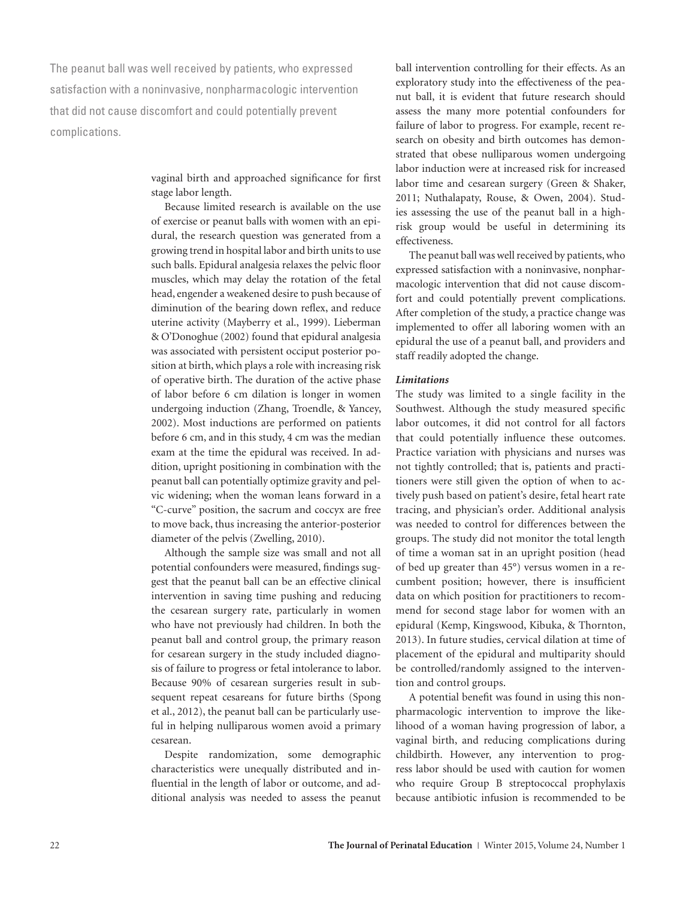The peanut ball was well received by patients, who expressed satisfaction with a noninvasive, nonpharmacologic intervention that did not cause discomfort and could potentially prevent complications.

vaginal birth and approached significance for first stage labor length.

Because limited research is available on the use of exercise or peanut balls with women with an epidural, the research question was generated from a growing trend in hospital labor and birth units to use such balls. Epidural analgesia relaxes the pelvic floor muscles, which may delay the rotation of the fetal head, engender a weakened desire to push because of diminution of the bearing down reflex, and reduce uterine activity (Mayberry et al., 1999). Lieberman & O'Donoghue (2002) found that epidural analgesia was associated with persistent occiput posterior position at birth, which plays a role with increasing risk of operative birth. The duration of the active phase of labor before 6 cm dilation is longer in women undergoing induction (Zhang, Troendle, & Yancey, 2002). Most inductions are performed on patients before 6 cm, and in this study, 4 cm was the median exam at the time the epidural was received. In addition, upright positioning in combination with the peanut ball can potentially optimize gravity and pelvic widening; when the woman leans forward in a "C-curve" position, the sacrum and coccyx are free to move back, thus increasing the anterior-posterior diameter of the pelvis (Zwelling, 2010).

Although the sample size was small and not all potential confounders were measured, findings suggest that the peanut ball can be an effective clinical intervention in saving time pushing and reducing the cesarean surgery rate, particularly in women who have not previously had children. In both the peanut ball and control group, the primary reason for cesarean surgery in the study included diagnosis of failure to progress or fetal intolerance to labor. Because 90% of cesarean surgeries result in subsequent repeat cesareans for future births (Spong et al., 2012), the peanut ball can be particularly useful in helping nulliparous women avoid a primary cesarean.

Despite randomization, some demographic characteristics were unequally distributed and influential in the length of labor or outcome, and additional analysis was needed to assess the peanut ball intervention controlling for their effects. As an exploratory study into the effectiveness of the peanut ball, it is evident that future research should assess the many more potential confounders for failure of labor to progress. For example, recent research on obesity and birth outcomes has demonstrated that obese nulliparous women undergoing labor induction were at increased risk for increased labor time and cesarean surgery (Green & Shaker, 2011; Nuthalapaty, Rouse, & Owen, 2004). Studies assessing the use of the peanut ball in a high-risk group would be useful in determining its effectiveness.

The peanut ball was well received by patients, who expressed satisfaction with a noninvasive, nonpharmacologic intervention that did not cause discomfort and could potentially prevent complications. After completion of the study, a practice change was implemented to offer all laboring women with an epidural the use of a peanut ball, and providers and staff readily adopted the change.

***Limitations***

The study was limited to a single facility in the Southwest. Although the study measured specific labor outcomes, it did not control for all factors that could potentially influence these outcomes. Practice variation with physicians and nurses was not tightly controlled; that is, patients and practitioners were still given the option of when to actively push based on patient's desire, fetal heart rate tracing, and physician's order. Additional analysis was needed to control for differences between the groups. The study did not monitor the total length of time a woman sat in an upright position (head of bed up greater than 45°) versus women in a recumbent position; however, there is insufficient data on which position for practitioners to recommend for second stage labor for women with an epidural (Kemp, Kingswood, Kibuka, & Thornton, 2013). In future studies, cervical dilation at time of placement of the epidural and multiparity should be controlled/randomly assigned to the intervention and control groups.

A potential benefit was found in using this nonpharmacologic intervention to improve the likelihood of a woman having progression of labor, a vaginal birth, and reducing complications during childbirth. However, any intervention to progress labor should be used with caution for women who require Group B streptococcal prophylaxis because antibiotic infusion is recommended to be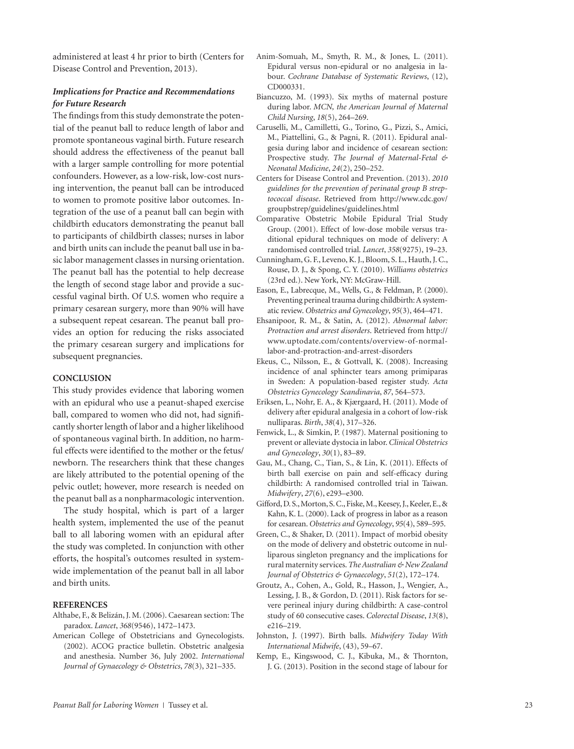administered at least 4 hr prior to birth (Centers for Disease Control and Prevention, 2013).

### *Implications for Practice and Recommendations for Future Research*

The findings from this study demonstrate the potential of the peanut ball to reduce length of labor and promote spontaneous vaginal birth. Future research should address the effectiveness of the peanut ball with a larger sample controlling for more potential confounders. However, as a low-risk, low-cost nursing intervention, the peanut ball can be introduced to women to promote positive labor outcomes. Integration of the use of a peanut ball can begin with childbirth educators demonstrating the peanut ball to participants of childbirth classes; nurses in labor and birth units can include the peanut ball use in basic labor management classes in nursing orientation. The peanut ball has the potential to help decrease the length of second stage labor and provide a successful vaginal birth. Of U.S. women who require a primary cesarean surgery, more than 90% will have a subsequent repeat cesarean. The peanut ball provides an option for reducing the risks associated the primary cesarean surgery and implications for subsequent pregnancies.

## CONCLUSION

This study provides evidence that laboring women with an epidural who use a peanut-shaped exercise ball, compared to women who did not, had significantly shorter length of labor and a higher likelihood of spontaneous vaginal birth. In addition, no harmful effects were identified to the mother or the fetus/newborn. The researchers think that these changes are likely attributed to the potential opening of the pelvic outlet; however, more research is needed on the peanut ball as a nonpharmacologic intervention.

The study hospital, which is part of a larger health system, implemented the use of the peanut ball to all laboring women with an epidural after the study was completed. In conjunction with other efforts, the hospital's outcomes resulted in system-wide implementation of the peanut ball in all labor and birth units.

## REFERENCES

Althabe, F., & Belizán, J. M. (2006). Caesarean section: The paradox. *Lancet*, *368*(9546), 1472–1473.

American College of Obstetricians and Gynecologists. (2002). ACOG practice bulletin. Obstetric analgesia and anesthesia. Number 36, July 2002. *International Journal of Gynaecology & Obstetrics*, *78*(3), 321–335.

Anim-Somuah, M., Smyth, R. M., & Jones, L. (2011). Epidural versus non-epidural or no analgesia in labour. *Cochrane Database of Systematic Reviews*, (12), CD000331.

Biancuzzo, M. (1993). Six myths of maternal posture during labor. *MCN, the American Journal of Maternal Child Nursing*, *18*(5), 264–269.

Caruselli, M., Camilletti, G., Torino, G., Pizzi, S., Amici, M., Piattellini, G., & Pagni, R. (2011). Epidural analgesia during labor and incidence of cesarean section: Prospective study. *The Journal of Maternal-Fetal & Neonatal Medicine*, *24*(2), 250–252.

Centers for Disease Control and Prevention. (2013). *2010 guidelines for the prevention of perinatal group B streptococcal disease*. Retrieved from http://www.cdc.gov/groupbstrep/guidelines/guidelines.html

Comparative Obstetric Mobile Epidural Trial Study Group. (2001). Effect of low-dose mobile versus traditional epidural techniques on mode of delivery: A randomised controlled trial. *Lancet*, *358*(9275), 19–23.

Cunningham, G. F., Leveno, K. J., Bloom, S. L., Hauth, J. C., Rouse, D. J., & Spong, C. Y. (2010). *Williams obstetrics* (23rd ed.). New York, NY: McGraw-Hill.

Eason, E., Labrecque, M., Wells, G., & Feldman, P. (2000). Preventing perineal trauma during childbirth: A systematic review. *Obstetrics and Gynecology*, *95*(3), 464–471.

Ehsanipoor, R. M., & Satin, A. (2012). *Abnormal labor: Protraction and arrest disorders*. Retrieved from http://www.uptodate.com/contents/overview-of-normal-labor-and-protraction-and-arrest-disorders

Ekeus, C., Nilsson, E., & Gottvall, K. (2008). Increasing incidence of anal sphincter tears among primiparas in Sweden: A population-based register study. *Acta Obstetrics Gynecology Scandinavia*, *87*, 564–573.

Eriksen, L., Nohr, E. A., & Kjærgaard, H. (2011). Mode of delivery after epidural analgesia in a cohort of low-risk nulliparas. *Birth*, *38*(4), 317–326.

Fenwick, L., & Simkin, P. (1987). Maternal positioning to prevent or alleviate dystocia in labor. *Clinical Obstetrics and Gynecology*, *30*(1), 83–89.

Gau, M., Chang, C., Tian, S., & Lin, K. (2011). Effects of birth ball exercise on pain and self-efficacy during childbirth: A randomised controlled trial in Taiwan. *Midwifery*, *27*(6), e293–e300.

Gifford, D. S., Morton, S. C., Fiske, M., Keesey, J., Keeler, E., & Kahn, K. L. (2000). Lack of progress in labor as a reason for cesarean. *Obstetrics and Gynecology*, *95*(4), 589–595.

Green, C., & Shaker, D. (2011). Impact of morbid obesity on the mode of delivery and obstetric outcome in nulliparous singleton pregnancy and the implications for rural maternity services. *The Australian & New Zealand Journal of Obstetrics & Gynaecology*, *51*(2), 172–174.

Groutz, A., Cohen, A., Gold, R., Hasson, J., Wengier, A., Lessing, J. B., & Gordon, D. (2011). Risk factors for severe perineal injury during childbirth: A case-control study of 60 consecutive cases. *Colorectal Disease*, *13*(8), e216–219.

Johnston, J. (1997). Birth balls. *Midwifery Today With International Midwife*, (43), 59–67.

Kemp, E., Kingswood, C. J., Kibuka, M., & Thornton, J. G. (2013). Position in the second stage of labour for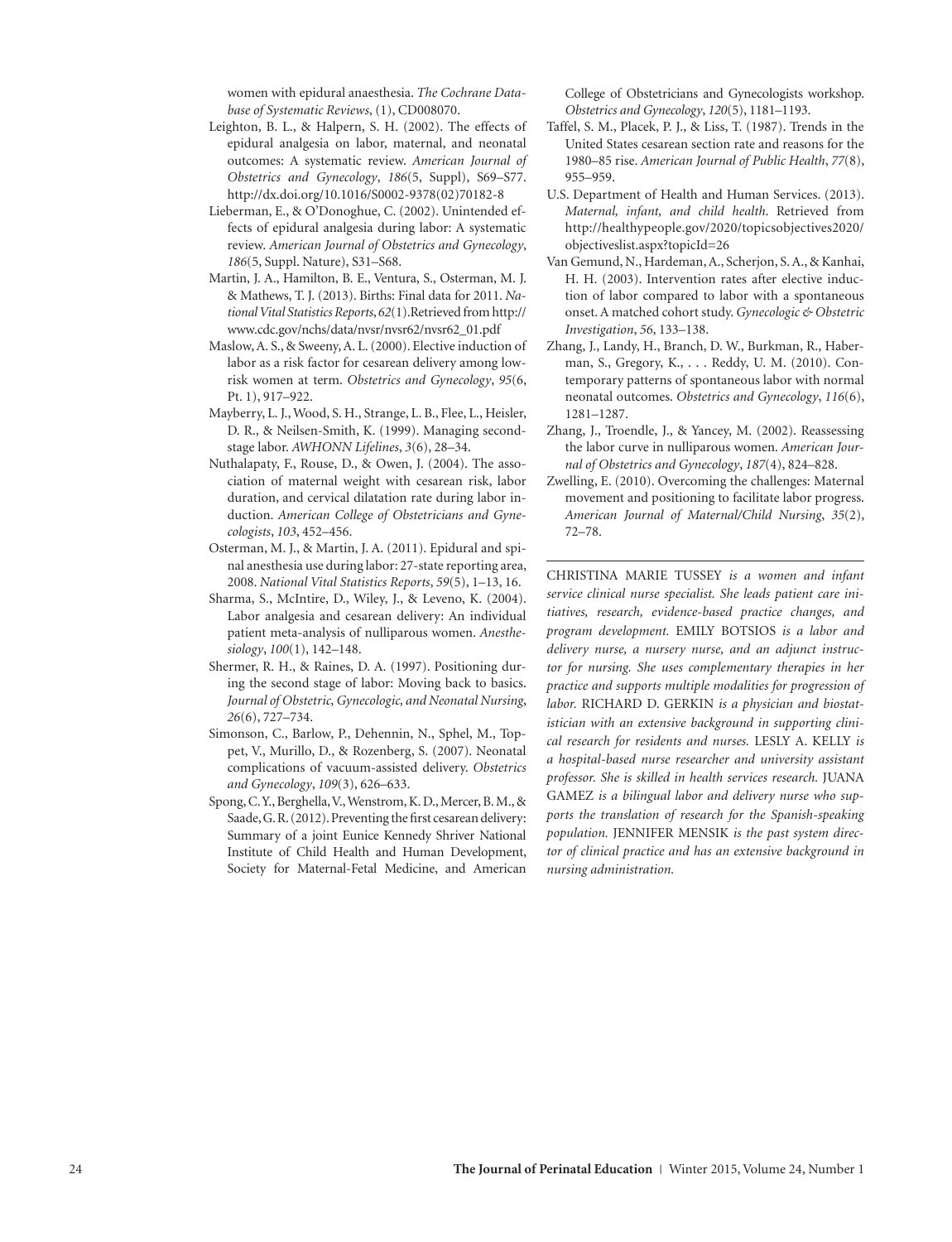women with epidural anaesthesia. *The Cochrane Database of Systematic Reviews*, (1), CD008070.

Leighton, B. L., & Halpern, S. H. (2002). The effects of epidural analgesia on labor, maternal, and neonatal outcomes: A systematic review. *American Journal of Obstetrics and Gynecology*, *186*(5, Suppl), S69–S77. http://dx.doi.org/10.1016/S0002-9378(02)70182-8

Lieberman, E., & O'Donoghue, C. (2002). Unintended effects of epidural analgesia during labor: A systematic review. *American Journal of Obstetrics and Gynecology*, *186*(5, Suppl. Nature), S31–S68.

Martin, J. A., Hamilton, B. E., Ventura, S., Osterman, M. J. & Mathews, T. J. (2013). Births: Final data for 2011. *National Vital Statistics Reports*, *62*(1). Retrieved from http://www.cdc.gov/nchs/data/nvsr/nvsr62/nvsr62_01.pdf

Maslow, A. S., & Sweeny, A. L. (2000). Elective induction of labor as a risk factor for cesarean delivery among low-risk women at term. *Obstetrics and Gynecology*, *95*(6, Pt. 1), 917–922.

Mayberry, L. J., Wood, S. H., Strange, L. B., Flee, L., Heisler, D. R., & Neilsen-Smith, K. (1999). Managing second-stage labor. *AWHONN Lifelines*, *3*(6), 28–34.

Nuthalapaty, F., Rouse, D., & Owen, J. (2004). The association of maternal weight with cesarean risk, labor duration, and cervical dilatation rate during labor induction. *American College of Obstetricians and Gynecologists*, *103*, 452–456.

Osterman, M. J., & Martin, J. A. (2011). Epidural and spinal anesthesia use during labor: 27-state reporting area, 2008. *National Vital Statistics Reports*, *59*(5), 1–13, 16.

Sharma, S., McIntire, D., Wiley, J., & Leveno, K. (2004). Labor analgesia and cesarean delivery: An individual patient meta-analysis of nulliparous women. *Anesthesiology*, *100*(1), 142–148.

Shermer, R. H., & Raines, D. A. (1997). Positioning during the second stage of labor: Moving back to basics. *Journal of Obstetric, Gynecologic, and Neonatal Nursing*, *26*(6), 727–734.

Simonson, C., Barlow, P., Dehennin, N., Sphel, M., Toppet, V., Murillo, D., & Rozenberg, S. (2007). Neonatal complications of vacuum-assisted delivery. *Obstetrics and Gynecology*, *109*(3), 626–633.

Spong, C. Y., Berghella, V., Wenstrom, K. D., Mercer, B. M., & Saade, G. R. (2012). Preventing the first cesarean delivery: Summary of a joint Eunice Kennedy Shriver National Institute of Child Health and Human Development, Society for Maternal-Fetal Medicine, and American College of Obstetricians and Gynecologists workshop. *Obstetrics and Gynecology*, *120*(5), 1181–1193.

Taffel, S. M., Placek, P. J., & Liss, T. (1987). Trends in the United States cesarean section rate and reasons for the 1980–85 rise. *American Journal of Public Health*, *77*(8), 955–959.

U.S. Department of Health and Human Services. (2013). *Maternal, infant, and child health*. Retrieved from http://healthypeople.gov/2020/topicsobjectives2020/objectiveslist.aspx?topicId=26

Van Gemund, N., Hardeman, A., Scherjon, S. A., & Kanhai, H. H. (2003). Intervention rates after elective induction of labor compared to labor with a spontaneous onset. A matched cohort study. *Gynecologic & Obstetric Investigation*, *56*, 133–138.

Zhang, J., Landy, H., Branch, D. W., Burkman, R., Haberman, S., Gregory, K., . . . Reddy, U. M. (2010). Contemporary patterns of spontaneous labor with normal neonatal outcomes. *Obstetrics and Gynecology*, *116*(6), 1281–1287.

Zhang, J., Troendle, J., & Yancey, M. (2002). Reassessing the labor curve in nulliparous women. *American Journal of Obstetrics and Gynecology*, *187*(4), 824–828.

Zwelling, E. (2010). Overcoming the challenges: Maternal movement and positioning to facilitate labor progress. *American Journal of Maternal/Child Nursing*, *35*(2), 72–78.

---

CHRISTINA MARIE TUSSEY *is a women and infant service clinical nurse specialist. She leads patient care initiatives, research, evidence-based practice changes, and program development.* EMILY BOTSIOS *is a labor and delivery nurse, a nursery nurse, and an adjunct instructor for nursing. She uses complementary therapies in her practice and supports multiple modalities for progression of labor.* RICHARD D. GERKIN *is a physician and biostatistician with an extensive background in supporting clinical research for residents and nurses.* LESLY A. KELLY *is a hospital-based nurse researcher and university assistant professor. She is skilled in health services research.* JUANA GAMEZ *is a bilingual labor and delivery nurse who supports the translation of research for the Spanish-speaking population.* JENNIFER MENSIK *is the past system director of clinical practice and has an extensive background in nursing administration.*